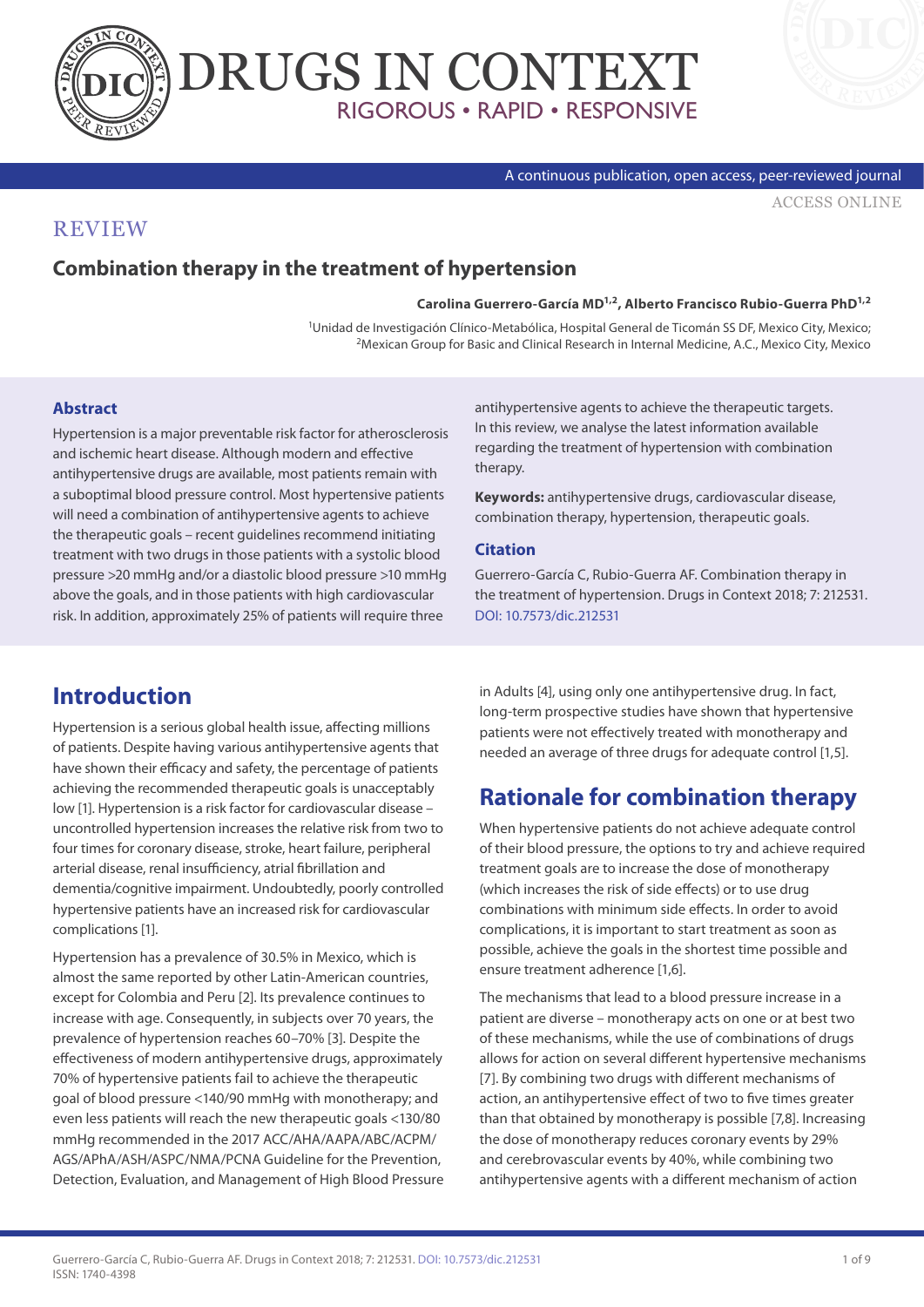REVIEW

# Combination therapy in the treatment of hypertension

**Carolina Guerrero-García MD[1,2], Alberto Francisco Rubio-Guerra PhD[1,2]**

[1]Unidad de Investigación Clínico-Metabólica, Hospital General de Ticomán SS DF, Mexico City, Mexico; [2]Mexican Group for Basic and Clinical Research in Internal Medicine, A.C., Mexico City, Mexico

### Abstract

Hypertension is a major preventable risk factor for atherosclerosis and ischemic heart disease. Although modern and effective antihypertensive drugs are available, most patients remain with a suboptimal blood pressure control. Most hypertensive patients will need a combination of antihypertensive agents to achieve the therapeutic goals – recent guidelines recommend initiating treatment with two drugs in those patients with a systolic blood pressure >20 mmHg and/or a diastolic blood pressure >10 mmHg above the goals, and in those patients with high cardiovascular risk. In addition, approximately 25% of patients will require three antihypertensive agents to achieve the therapeutic targets. In this review, we analyse the latest information available regarding the treatment of hypertension with combination therapy.

**Keywords:** antihypertensive drugs, cardiovascular disease, combination therapy, hypertension, therapeutic goals.

### Citation

Guerrero-García C, Rubio-Guerra AF. Combination therapy in the treatment of hypertension. Drugs in Context 2018; 7: 212531. DOI: 10.7573/dic.212531

## Introduction

Hypertension is a serious global health issue, affecting millions of patients. Despite having various antihypertensive agents that have shown their efficacy and safety, the percentage of patients achieving the recommended therapeutic goals is unacceptably low [1]. Hypertension is a risk factor for cardiovascular disease – uncontrolled hypertension increases the relative risk from two to four times for coronary disease, stroke, heart failure, peripheral arterial disease, renal insufficiency, atrial fibrillation and dementia/cognitive impairment. Undoubtedly, poorly controlled hypertensive patients have an increased risk for cardiovascular complications [1].

Hypertension has a prevalence of 30.5% in Mexico, which is almost the same reported by other Latin-American countries, except for Colombia and Peru [2]. Its prevalence continues to increase with age. Consequently, in subjects over 70 years, the prevalence of hypertension reaches 60–70% [3]. Despite the effectiveness of modern antihypertensive drugs, approximately 70% of hypertensive patients fail to achieve the therapeutic goal of blood pressure <140/90 mmHg with monotherapy; and even less patients will reach the new therapeutic goals <130/80 mmHg recommended in the 2017 ACC/AHA/AAPA/ABC/ACPM/AGS/APhA/ASH/ASPC/NMA/PCNA Guideline for the Prevention, Detection, Evaluation, and Management of High Blood Pressure in Adults [4], using only one antihypertensive drug. In fact, long-term prospective studies have shown that hypertensive patients were not effectively treated with monotherapy and needed an average of three drugs for adequate control [1,5].

## Rationale for combination therapy

When hypertensive patients do not achieve adequate control of their blood pressure, the options to try and achieve required treatment goals are to increase the dose of monotherapy (which increases the risk of side effects) or to use drug combinations with minimum side effects. In order to avoid complications, it is important to start treatment as soon as possible, achieve the goals in the shortest time possible and ensure treatment adherence [1,6].

The mechanisms that lead to a blood pressure increase in a patient are diverse – monotherapy acts on one or at best two of these mechanisms, while the use of combinations of drugs allows for action on several different hypertensive mechanisms [7]. By combining two drugs with different mechanisms of action, an antihypertensive effect of two to five times greater than that obtained by monotherapy is possible [7,8]. Increasing the dose of monotherapy reduces coronary events by 29% and cerebrovascular events by 40%, while combining two antihypertensive agents with a different mechanism of action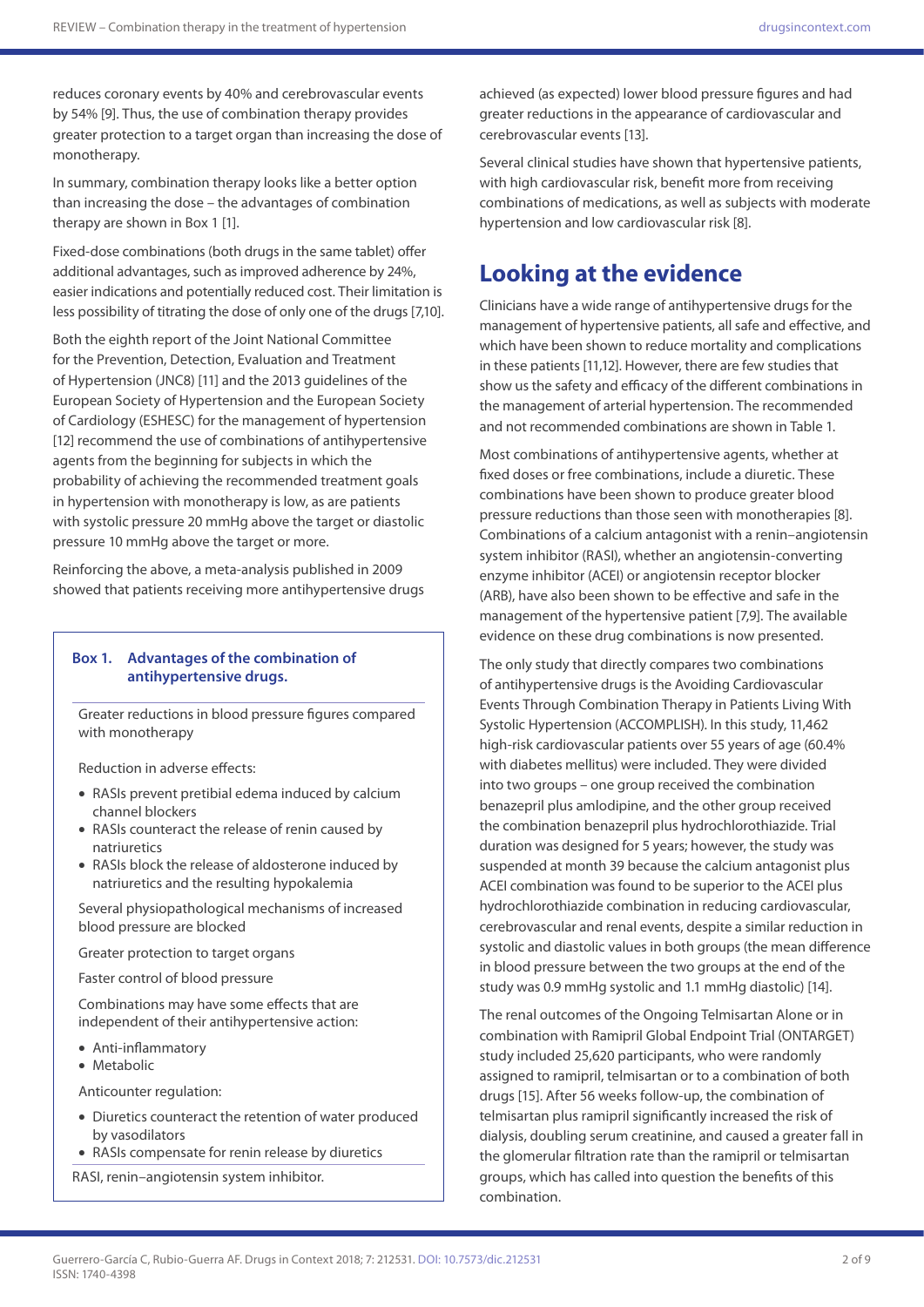reduces coronary events by 40% and cerebrovascular events by 54% [9]. Thus, the use of combination therapy provides greater protection to a target organ than increasing the dose of monotherapy.

In summary, combination therapy looks like a better option than increasing the dose – the advantages of combination therapy are shown in Box 1 [1].

Fixed-dose combinations (both drugs in the same tablet) offer additional advantages, such as improved adherence by 24%, easier indications and potentially reduced cost. Their limitation is less possibility of titrating the dose of only one of the drugs [7,10].

Both the eighth report of the Joint National Committee for the Prevention, Detection, Evaluation and Treatment of Hypertension (JNC8) [11] and the 2013 guidelines of the European Society of Hypertension and the European Society of Cardiology (ESHESC) for the management of hypertension [12] recommend the use of combinations of antihypertensive agents from the beginning for subjects in which the probability of achieving the recommended treatment goals in hypertension with monotherapy is low, as are patients with systolic pressure 20 mmHg above the target or diastolic pressure 10 mmHg above the target or more.

Reinforcing the above, a meta-analysis published in 2009 showed that patients receiving more antihypertensive drugs achieved (as expected) lower blood pressure figures and had greater reductions in the appearance of cardiovascular and cerebrovascular events [13].

**Box 1. Advantages of the combination of antihypertensive drugs.**

Greater reductions in blood pressure figures compared with monotherapy

Reduction in adverse effects:

- RASIs prevent pretibial edema induced by calcium channel blockers
- RASIs counteract the release of renin caused by natriuretics
- RASIs block the release of aldosterone induced by natriuretics and the resulting hypokalemia

Several physiopathological mechanisms of increased blood pressure are blocked

Greater protection to target organs

Faster control of blood pressure

Combinations may have some effects that are independent of their antihypertensive action:

- Anti-inflammatory
- Metabolic

Anticounter regulation:

- Diuretics counteract the retention of water produced by vasodilators
- RASIs compensate for renin release by diuretics

RASI, renin–angiotensin system inhibitor.

Several clinical studies have shown that hypertensive patients, with high cardiovascular risk, benefit more from receiving combinations of medications, as well as subjects with moderate hypertension and low cardiovascular risk [8].

## Looking at the evidence

Clinicians have a wide range of antihypertensive drugs for the management of hypertensive patients, all safe and effective, and which have been shown to reduce mortality and complications in these patients [11,12]. However, there are few studies that show us the safety and efficacy of the different combinations in the management of arterial hypertension. The recommended and not recommended combinations are shown in Table 1.

Most combinations of antihypertensive agents, whether at fixed doses or free combinations, include a diuretic. These combinations have been shown to produce greater blood pressure reductions than those seen with monotherapies [8]. Combinations of a calcium antagonist with a renin–angiotensin system inhibitor (RASI), whether an angiotensin-converting enzyme inhibitor (ACEI) or angiotensin receptor blocker (ARB), have also been shown to be effective and safe in the management of the hypertensive patient [7,9]. The available evidence on these drug combinations is now presented.

The only study that directly compares two combinations of antihypertensive drugs is the Avoiding Cardiovascular Events Through Combination Therapy in Patients Living With Systolic Hypertension (ACCOMPLISH). In this study, 11,462 high-risk cardiovascular patients over 55 years of age (60.4% with diabetes mellitus) were included. They were divided into two groups – one group received the combination benazepril plus amlodipine, and the other group received the combination benazepril plus hydrochlorothiazide. Trial duration was designed for 5 years; however, the study was suspended at month 39 because the calcium antagonist plus ACEI combination was found to be superior to the ACEI plus hydrochlorothiazide combination in reducing cardiovascular, cerebrovascular and renal events, despite a similar reduction in systolic and diastolic values in both groups (the mean difference in blood pressure between the two groups at the end of the study was 0.9 mmHg systolic and 1.1 mmHg diastolic) [14].

The renal outcomes of the Ongoing Telmisartan Alone or in combination with Ramipril Global Endpoint Trial (ONTARGET) study included 25,620 participants, who were randomly assigned to ramipril, telmisartan or to a combination of both drugs [15]. After 56 weeks follow-up, the combination of telmisartan plus ramipril significantly increased the risk of dialysis, doubling serum creatinine, and caused a greater fall in the glomerular filtration rate than the ramipril or telmisartan groups, which has called into question the benefits of this combination.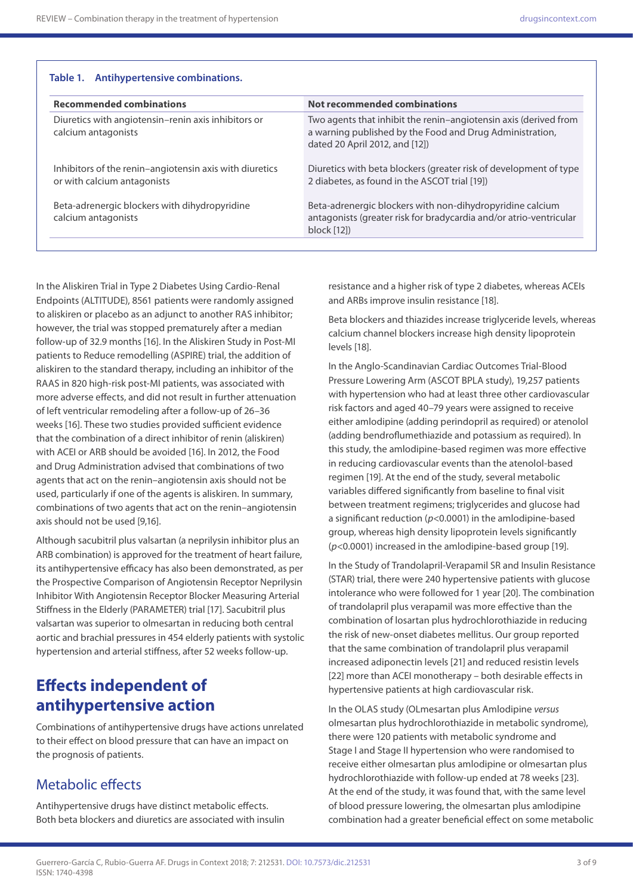**Table 1. Antihypertensive combinations.**

| Recommended combinations | Not recommended combinations |
| --- | --- |
| Diuretics with angiotensin–renin axis inhibitors or calcium antagonists | Two agents that inhibit the renin–angiotensin axis (derived from a warning published by the Food and Drug Administration, dated 20 April 2012, and [12]) |
| Inhibitors of the renin–angiotensin axis with diuretics or with calcium antagonists | Diuretics with beta blockers (greater risk of development of type 2 diabetes, as found in the ASCOT trial [19]) |
| Beta-adrenergic blockers with dihydropyridine calcium antagonists | Beta-adrenergic blockers with non-dihydropyridine calcium antagonists (greater risk for bradycardia and/or atrio-ventricular block [12]) |

In the Aliskiren Trial in Type 2 Diabetes Using Cardio-Renal Endpoints (ALTITUDE), 8561 patients were randomly assigned to aliskiren or placebo as an adjunct to another RAS inhibitor; however, the trial was stopped prematurely after a median follow-up of 32.9 months [16]. In the Aliskiren Study in Post-MI patients to Reduce remodelling (ASPIRE) trial, the addition of aliskiren to the standard therapy, including an inhibitor of the RAAS in 820 high-risk post-MI patients, was associated with more adverse effects, and did not result in further attenuation of left ventricular remodeling after a follow-up of 26–36 weeks [16]. These two studies provided sufficient evidence that the combination of a direct inhibitor of renin (aliskiren) with ACEI or ARB should be avoided [16]. In 2012, the Food and Drug Administration advised that combinations of two agents that act on the renin–angiotensin axis should not be used, particularly if one of the agents is aliskiren. In summary, combinations of two agents that act on the renin–angiotensin axis should not be used [9,16].

Although sacubitril plus valsartan (a neprilysin inhibitor plus an ARB combination) is approved for the treatment of heart failure, its antihypertensive efficacy has also been demonstrated, as per the Prospective Comparison of Angiotensin Receptor Neprilysin Inhibitor With Angiotensin Receptor Blocker Measuring Arterial Stiffness in the Elderly (PARAMETER) trial [17]. Sacubitril plus valsartan was superior to olmesartan in reducing both central aortic and brachial pressures in 454 elderly patients with systolic hypertension and arterial stiffness, after 52 weeks follow-up.

# Effects independent of antihypertensive action

Combinations of antihypertensive drugs have actions unrelated to their effect on blood pressure that can have an impact on the prognosis of patients.

## Metabolic effects

Antihypertensive drugs have distinct metabolic effects. Both beta blockers and diuretics are associated with insulin resistance and a higher risk of type 2 diabetes, whereas ACEIs and ARBs improve insulin resistance [18].

Beta blockers and thiazides increase triglyceride levels, whereas calcium channel blockers increase high density lipoprotein levels [18].

In the Anglo-Scandinavian Cardiac Outcomes Trial-Blood Pressure Lowering Arm (ASCOT BPLA study), 19,257 patients with hypertension who had at least three other cardiovascular risk factors and aged 40–79 years were assigned to receive either amlodipine (adding perindopril as required) or atenolol (adding bendroflumethiazide and potassium as required). In this study, the amlodipine-based regimen was more effective in reducing cardiovascular events than the atenolol-based regimen [19]. At the end of the study, several metabolic variables differed significantly from baseline to final visit between treatment regimens; triglycerides and glucose had a significant reduction ($p<0.0001$) in the amlodipine-based group, whereas high density lipoprotein levels significantly ($p<0.0001$) increased in the amlodipine-based group [19].

In the Study of Trandolapril-Verapamil SR and Insulin Resistance (STAR) trial, there were 240 hypertensive patients with glucose intolerance who were followed for 1 year [20]. The combination of trandolapril plus verapamil was more effective than the combination of losartan plus hydrochlorothiazide in reducing the risk of new-onset diabetes mellitus. Our group reported that the same combination of trandolapril plus verapamil increased adiponectin levels [21] and reduced resistin levels [22] more than ACEI monotherapy – both desirable effects in hypertensive patients at high cardiovascular risk.

In the OLAS study (OLmesartan plus Amlodipine *versus* olmesartan plus hydrochlorothiazide in metabolic syndrome), there were 120 patients with metabolic syndrome and Stage I and Stage II hypertension who were randomised to receive either olmesartan plus amlodipine or olmesartan plus hydrochlorothiazide with follow-up ended at 78 weeks [23]. At the end of the study, it was found that, with the same level of blood pressure lowering, the olmesartan plus amlodipine combination had a greater beneficial effect on some metabolic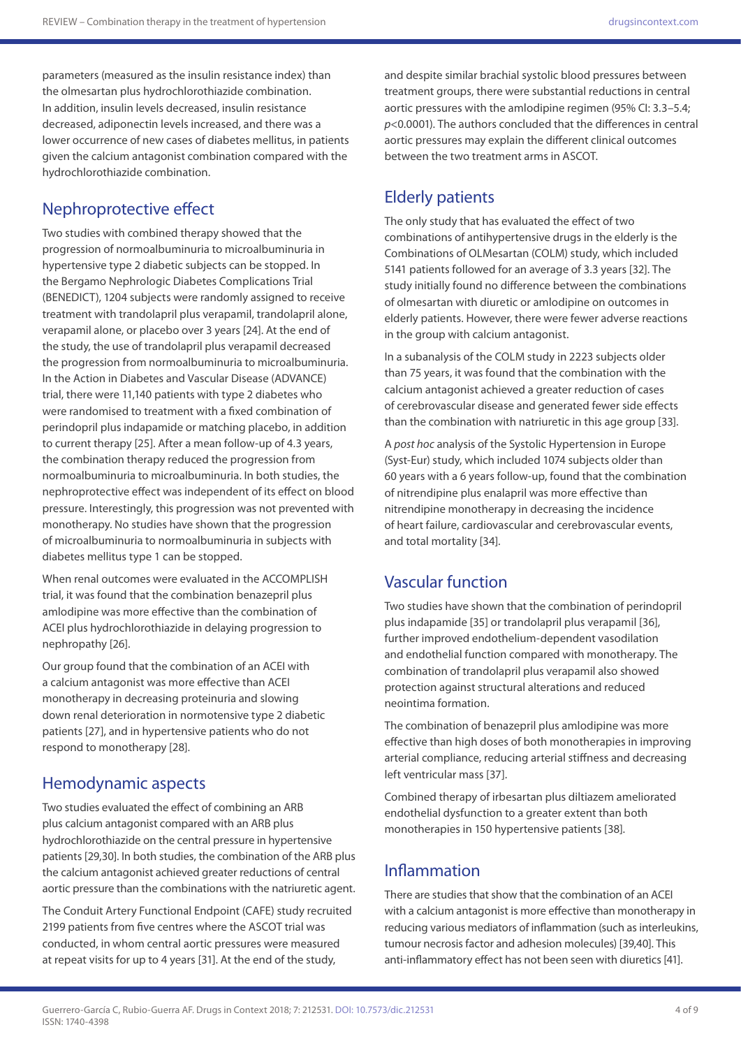parameters (measured as the insulin resistance index) than the olmesartan plus hydrochlorothiazide combination. In addition, insulin levels decreased, insulin resistance decreased, adiponectin levels increased, and there was a lower occurrence of new cases of diabetes mellitus, in patients given the calcium antagonist combination compared with the hydrochlorothiazide combination.

## Nephroprotective effect

Two studies with combined therapy showed that the progression of normoalbuminuria to microalbuminuria in hypertensive type 2 diabetic subjects can be stopped. In the Bergamo Nephrologic Diabetes Complications Trial (BENEDICT), 1204 subjects were randomly assigned to receive treatment with trandolapril plus verapamil, trandolapril alone, verapamil alone, or placebo over 3 years [24]. At the end of the study, the use of trandolapril plus verapamil decreased the progression from normoalbuminuria to microalbuminuria. In the Action in Diabetes and Vascular Disease (ADVANCE) trial, there were 11,140 patients with type 2 diabetes who were randomised to treatment with a fixed combination of perindopril plus indapamide or matching placebo, in addition to current therapy [25]. After a mean follow-up of 4.3 years, the combination therapy reduced the progression from normoalbuminuria to microalbuminuria. In both studies, the nephroprotective effect was independent of its effect on blood pressure. Interestingly, this progression was not prevented with monotherapy. No studies have shown that the progression of microalbuminuria to normoalbuminuria in subjects with diabetes mellitus type 1 can be stopped.

When renal outcomes were evaluated in the ACCOMPLISH trial, it was found that the combination benazepril plus amlodipine was more effective than the combination of ACEI plus hydrochlorothiazide in delaying progression to nephropathy [26].

Our group found that the combination of an ACEI with a calcium antagonist was more effective than ACEI monotherapy in decreasing proteinuria and slowing down renal deterioration in normotensive type 2 diabetic patients [27], and in hypertensive patients who do not respond to monotherapy [28].

## Hemodynamic aspects

Two studies evaluated the effect of combining an ARB plus calcium antagonist compared with an ARB plus hydrochlorothiazide on the central pressure in hypertensive patients [29,30]. In both studies, the combination of the ARB plus the calcium antagonist achieved greater reductions of central aortic pressure than the combinations with the natriuretic agent.

The Conduit Artery Functional Endpoint (CAFE) study recruited 2199 patients from five centres where the ASCOT trial was conducted, in whom central aortic pressures were measured at repeat visits for up to 4 years [31]. At the end of the study, and despite similar brachial systolic blood pressures between treatment groups, there were substantial reductions in central aortic pressures with the amlodipine regimen (95% CI: 3.3–5.4; $p<0.0001$). The authors concluded that the differences in central aortic pressures may explain the different clinical outcomes between the two treatment arms in ASCOT.

## Elderly patients

The only study that has evaluated the effect of two combinations of antihypertensive drugs in the elderly is the Combinations of OLMesartan (COLM) study, which included 5141 patients followed for an average of 3.3 years [32]. The study initially found no difference between the combinations of olmesartan with diuretic or amlodipine on outcomes in elderly patients. However, there were fewer adverse reactions in the group with calcium antagonist.

In a subanalysis of the COLM study in 2223 subjects older than 75 years, it was found that the combination with the calcium antagonist achieved a greater reduction of cases of cerebrovascular disease and generated fewer side effects than the combination with natriuretic in this age group [33].

A *post hoc* analysis of the Systolic Hypertension in Europe (Syst-Eur) study, which included 1074 subjects older than 60 years with a 6 years follow-up, found that the combination of nitrendipine plus enalapril was more effective than nitrendipine monotherapy in decreasing the incidence of heart failure, cardiovascular and cerebrovascular events, and total mortality [34].

## Vascular function

Two studies have shown that the combination of perindopril plus indapamide [35] or trandolapril plus verapamil [36], further improved endothelium-dependent vasodilation and endothelial function compared with monotherapy. The combination of trandolapril plus verapamil also showed protection against structural alterations and reduced neointima formation.

The combination of benazepril plus amlodipine was more effective than high doses of both monotherapies in improving arterial compliance, reducing arterial stiffness and decreasing left ventricular mass [37].

Combined therapy of irbesartan plus diltiazem ameliorated endothelial dysfunction to a greater extent than both monotherapies in 150 hypertensive patients [38].

## Inflammation

There are studies that show that the combination of an ACEI with a calcium antagonist is more effective than monotherapy in reducing various mediators of inflammation (such as interleukins, tumour necrosis factor and adhesion molecules) [39,40]. This anti-inflammatory effect has not been seen with diuretics [41].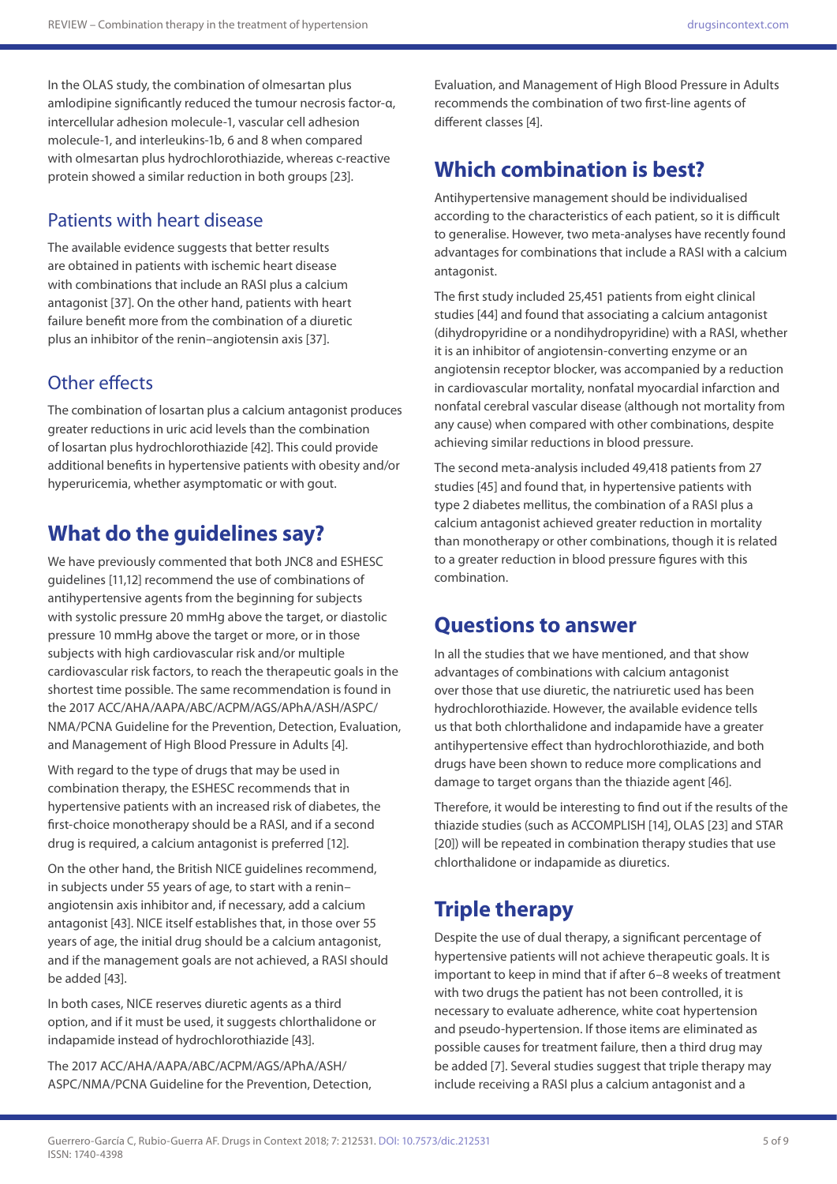In the OLAS study, the combination of olmesartan plus amlodipine significantly reduced the tumour necrosis factor-α, intercellular adhesion molecule-1, vascular cell adhesion molecule-1, and interleukins-1b, 6 and 8 when compared with olmesartan plus hydrochlorothiazide, whereas c-reactive protein showed a similar reduction in both groups [23].

### Patients with heart disease

The available evidence suggests that better results are obtained in patients with ischemic heart disease with combinations that include an RASI plus a calcium antagonist [37]. On the other hand, patients with heart failure benefit more from the combination of a diuretic plus an inhibitor of the renin–angiotensin axis [37].

### Other effects

The combination of losartan plus a calcium antagonist produces greater reductions in uric acid levels than the combination of losartan plus hydrochlorothiazide [42]. This could provide additional benefits in hypertensive patients with obesity and/or hyperuricemia, whether asymptomatic or with gout.

## What do the guidelines say?

We have previously commented that both JNC8 and ESHESC guidelines [11,12] recommend the use of combinations of antihypertensive agents from the beginning for subjects with systolic pressure 20 mmHg above the target, or diastolic pressure 10 mmHg above the target or more, or in those subjects with high cardiovascular risk and/or multiple cardiovascular risk factors, to reach the therapeutic goals in the shortest time possible. The same recommendation is found in the 2017 ACC/AHA/AAPA/ABC/ACPM/AGS/APhA/ASH/ASPC/NMA/PCNA Guideline for the Prevention, Detection, Evaluation, and Management of High Blood Pressure in Adults [4].

With regard to the type of drugs that may be used in combination therapy, the ESHESC recommends that in hypertensive patients with an increased risk of diabetes, the first-choice monotherapy should be a RASI, and if a second drug is required, a calcium antagonist is preferred [12].

On the other hand, the British NICE guidelines recommend, in subjects under 55 years of age, to start with a renin–angiotensin axis inhibitor and, if necessary, add a calcium antagonist [43]. NICE itself establishes that, in those over 55 years of age, the initial drug should be a calcium antagonist, and if the management goals are not achieved, a RASI should be added [43].

In both cases, NICE reserves diuretic agents as a third option, and if it must be used, it suggests chlorthalidone or indapamide instead of hydrochlorothiazide [43].

The 2017 ACC/AHA/AAPA/ABC/ACPM/AGS/APhA/ASH/ASPC/NMA/PCNA Guideline for the Prevention, Detection, Evaluation, and Management of High Blood Pressure in Adults recommends the combination of two first-line agents of different classes [4].

## Which combination is best?

Antihypertensive management should be individualised according to the characteristics of each patient, so it is difficult to generalise. However, two meta-analyses have recently found advantages for combinations that include a RASI with a calcium antagonist.

The first study included 25,451 patients from eight clinical studies [44] and found that associating a calcium antagonist (dihydropyridine or a nondihydropyridine) with a RASI, whether it is an inhibitor of angiotensin-converting enzyme or an angiotensin receptor blocker, was accompanied by a reduction in cardiovascular mortality, nonfatal myocardial infarction and nonfatal cerebral vascular disease (although not mortality from any cause) when compared with other combinations, despite achieving similar reductions in blood pressure.

The second meta-analysis included 49,418 patients from 27 studies [45] and found that, in hypertensive patients with type 2 diabetes mellitus, the combination of a RASI plus a calcium antagonist achieved greater reduction in mortality than monotherapy or other combinations, though it is related to a greater reduction in blood pressure figures with this combination.

## Questions to answer

In all the studies that we have mentioned, and that show advantages of combinations with calcium antagonist over those that use diuretic, the natriuretic used has been hydrochlorothiazide. However, the available evidence tells us that both chlorthalidone and indapamide have a greater antihypertensive effect than hydrochlorothiazide, and both drugs have been shown to reduce more complications and damage to target organs than the thiazide agent [46].

Therefore, it would be interesting to find out if the results of the thiazide studies (such as ACCOMPLISH [14], OLAS [23] and STAR [20]) will be repeated in combination therapy studies that use chlorthalidone or indapamide as diuretics.

## Triple therapy

Despite the use of dual therapy, a significant percentage of hypertensive patients will not achieve therapeutic goals. It is important to keep in mind that if after 6–8 weeks of treatment with two drugs the patient has not been controlled, it is necessary to evaluate adherence, white coat hypertension and pseudo-hypertension. If those items are eliminated as possible causes for treatment failure, then a third drug may be added [7]. Several studies suggest that triple therapy may include receiving a RASI plus a calcium antagonist and a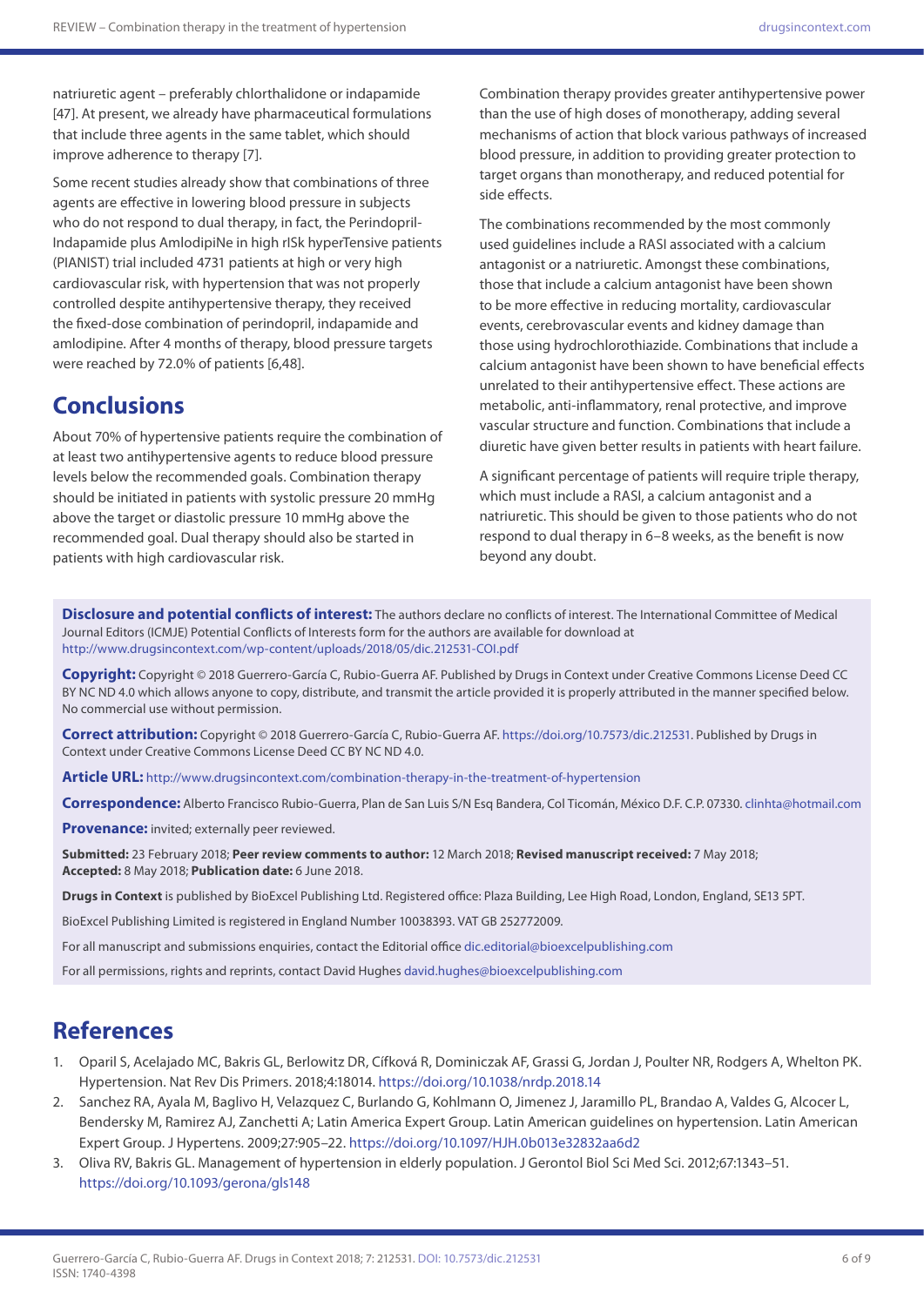natriuretic agent – preferably chlorthalidone or indapamide [47]. At present, we already have pharmaceutical formulations that include three agents in the same tablet, which should improve adherence to therapy [7].

Some recent studies already show that combinations of three agents are effective in lowering blood pressure in subjects who do not respond to dual therapy, in fact, the Perindopril-Indapamide plus AmlodipiNe in high rISk hyperTensive patients (PIANIST) trial included 4731 patients at high or very high cardiovascular risk, with hypertension that was not properly controlled despite antihypertensive therapy, they received the fixed-dose combination of perindopril, indapamide and amlodipine. After 4 months of therapy, blood pressure targets were reached by 72.0% of patients [6,48].

## Conclusions

About 70% of hypertensive patients require the combination of at least two antihypertensive agents to reduce blood pressure levels below the recommended goals. Combination therapy should be initiated in patients with systolic pressure 20 mmHg above the target or diastolic pressure 10 mmHg above the recommended goal. Dual therapy should also be started in patients with high cardiovascular risk.

Combination therapy provides greater antihypertensive power than the use of high doses of monotherapy, adding several mechanisms of action that block various pathways of increased blood pressure, in addition to providing greater protection to target organs than monotherapy, and reduced potential for side effects.

The combinations recommended by the most commonly used guidelines include a RASI associated with a calcium antagonist or a natriuretic. Amongst these combinations, those that include a calcium antagonist have been shown to be more effective in reducing mortality, cardiovascular events, cerebrovascular events and kidney damage than those using hydrochlorothiazide. Combinations that include a calcium antagonist have been shown to have beneficial effects unrelated to their antihypertensive effect. These actions are metabolic, anti-inflammatory, renal protective, and improve vascular structure and function. Combinations that include a diuretic have given better results in patients with heart failure.

A significant percentage of patients will require triple therapy, which must include a RASI, a calcium antagonist and a natriuretic. This should be given to those patients who do not respond to dual therapy in 6–8 weeks, as the benefit is now beyond any doubt.

**Disclosure and potential conflicts of interest:** The authors declare no conflicts of interest. The International Committee of Medical Journal Editors (ICMJE) Potential Conflicts of Interests form for the authors are available for download at http://www.drugsincontext.com/wp-content/uploads/2018/05/dic.212531-COI.pdf

**Copyright:** Copyright © 2018 Guerrero-García C, Rubio-Guerra AF. Published by Drugs in Context under Creative Commons License Deed CC BY NC ND 4.0 which allows anyone to copy, distribute, and transmit the article provided it is properly attributed in the manner specified below. No commercial use without permission.

**Correct attribution:** Copyright © 2018 Guerrero-García C, Rubio-Guerra AF. https://doi.org/10.7573/dic.212531. Published by Drugs in Context under Creative Commons License Deed CC BY NC ND 4.0.

**Article URL:** http://www.drugsincontext.com/combination-therapy-in-the-treatment-of-hypertension

**Correspondence:** Alberto Francisco Rubio-Guerra, Plan de San Luis S/N Esq Bandera, Col Ticomán, México D.F. C.P. 07330. clinhta@hotmail.com

**Provenance:** invited; externally peer reviewed.

**Submitted:** 23 February 2018; **Peer review comments to author:** 12 March 2018; **Revised manuscript received:** 7 May 2018; **Accepted:** 8 May 2018; **Publication date:** 6 June 2018.

**Drugs in Context** is published by BioExcel Publishing Ltd. Registered office: Plaza Building, Lee High Road, London, England, SE13 5PT.

BioExcel Publishing Limited is registered in England Number 10038393. VAT GB 252772009.

For all manuscript and submissions enquiries, contact the Editorial office dic.editorial@bioexcelpublishing.com

For all permissions, rights and reprints, contact David Hughes david.hughes@bioexcelpublishing.com

## References

1. Oparil S, Acelajado MC, Bakris GL, Berlowitz DR, Cífková R, Dominiczak AF, Grassi G, Jordan J, Poulter NR, Rodgers A, Whelton PK. Hypertension. Nat Rev Dis Primers. 2018;4:18014. https://doi.org/10.1038/nrdp.2018.14
2. Sanchez RA, Ayala M, Baglivo H, Velazquez C, Burlando G, Kohlmann O, Jimenez J, Jaramillo PL, Brandao A, Valdes G, Alcocer L, Bendersky M, Ramirez AJ, Zanchetti A; Latin America Expert Group. Latin American guidelines on hypertension. Latin American Expert Group. J Hypertens. 2009;27:905–22. https://doi.org/10.1097/HJH.0b013e32832aa6d2
3. Oliva RV, Bakris GL. Management of hypertension in elderly population. J Gerontol Biol Sci Med Sci. 2012;67:1343–51. https://doi.org/10.1093/gerona/gls148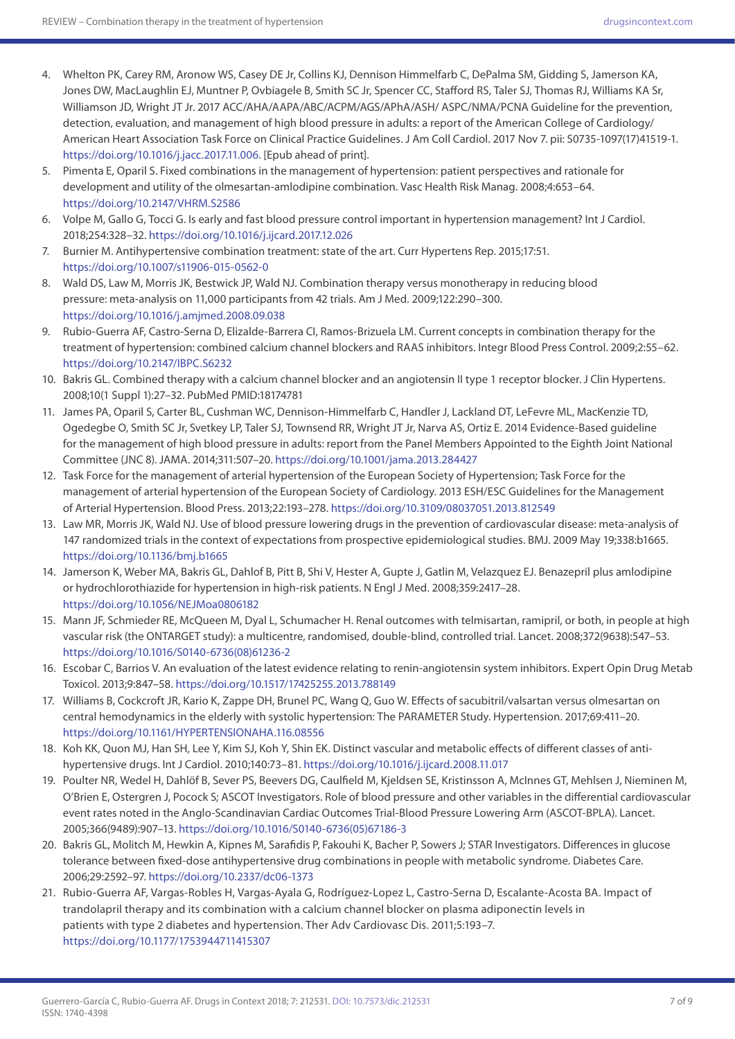4. Whelton PK, Carey RM, Aronow WS, Casey DE Jr, Collins KJ, Dennison Himmelfarb C, DePalma SM, Gidding S, Jamerson KA, Jones DW, MacLaughlin EJ, Muntner P, Ovbiagele B, Smith SC Jr, Spencer CC, Stafford RS, Taler SJ, Thomas RJ, Williams KA Sr, Williamson JD, Wright JT Jr. 2017 ACC/AHA/AAPA/ABC/ACPM/AGS/APhA/ASH/ ASPC/NMA/PCNA Guideline for the prevention, detection, evaluation, and management of high blood pressure in adults: a report of the American College of Cardiology/ American Heart Association Task Force on Clinical Practice Guidelines. J Am Coll Cardiol. 2017 Nov 7. pii: S0735-1097(17)41519-1. https://doi.org/10.1016/j.jacc.2017.11.006. [Epub ahead of print].
5. Pimenta E, Oparil S. Fixed combinations in the management of hypertension: patient perspectives and rationale for development and utility of the olmesartan-amlodipine combination. Vasc Health Risk Manag. 2008;4:653–64. https://doi.org/10.2147/VHRM.S2586
6. Volpe M, Gallo G, Tocci G. Is early and fast blood pressure control important in hypertension management? Int J Cardiol. 2018;254:328–32. https://doi.org/10.1016/j.ijcard.2017.12.026
7. Burnier M. Antihypertensive combination treatment: state of the art. Curr Hypertens Rep. 2015;17:51. https://doi.org/10.1007/s11906-015-0562-0
8. Wald DS, Law M, Morris JK, Bestwick JP, Wald NJ. Combination therapy versus monotherapy in reducing blood pressure: meta-analysis on 11,000 participants from 42 trials. Am J Med. 2009;122:290–300. https://doi.org/10.1016/j.amjmed.2008.09.038
9. Rubio-Guerra AF, Castro-Serna D, Elizalde-Barrera CI, Ramos-Brizuela LM. Current concepts in combination therapy for the treatment of hypertension: combined calcium channel blockers and RAAS inhibitors. Integr Blood Press Control. 2009;2:55–62. https://doi.org/10.2147/IBPC.S6232
10. Bakris GL. Combined therapy with a calcium channel blocker and an angiotensin II type 1 receptor blocker. J Clin Hypertens. 2008;10(1 Suppl 1):27–32. PubMed PMID:18174781
11. James PA, Oparil S, Carter BL, Cushman WC, Dennison-Himmelfarb C, Handler J, Lackland DT, LeFevre ML, MacKenzie TD, Ogedegbe O, Smith SC Jr, Svetkey LP, Taler SJ, Townsend RR, Wright JT Jr, Narva AS, Ortiz E. 2014 Evidence-Based guideline for the management of high blood pressure in adults: report from the Panel Members Appointed to the Eighth Joint National Committee (JNC 8). JAMA. 2014;311:507–20. https://doi.org/10.1001/jama.2013.284427
12. Task Force for the management of arterial hypertension of the European Society of Hypertension; Task Force for the management of arterial hypertension of the European Society of Cardiology. 2013 ESH/ESC Guidelines for the Management of Arterial Hypertension. Blood Press. 2013;22:193–278. https://doi.org/10.3109/08037051.2013.812549
13. Law MR, Morris JK, Wald NJ. Use of blood pressure lowering drugs in the prevention of cardiovascular disease: meta-analysis of 147 randomized trials in the context of expectations from prospective epidemiological studies. BMJ. 2009 May 19;338:b1665. https://doi.org/10.1136/bmj.b1665
14. Jamerson K, Weber MA, Bakris GL, Dahlof B, Pitt B, Shi V, Hester A, Gupte J, Gatlin M, Velazquez EJ. Benazepril plus amlodipine or hydrochlorothiazide for hypertension in high-risk patients. N Engl J Med. 2008;359:2417–28. https://doi.org/10.1056/NEJMoa0806182
15. Mann JF, Schmieder RE, McQueen M, Dyal L, Schumacher H. Renal outcomes with telmisartan, ramipril, or both, in people at high vascular risk (the ONTARGET study): a multicentre, randomised, double-blind, controlled trial. Lancet. 2008;372(9638):547–53. https://doi.org/10.1016/S0140-6736(08)61236-2
16. Escobar C, Barrios V. An evaluation of the latest evidence relating to renin-angiotensin system inhibitors. Expert Opin Drug Metab Toxicol. 2013;9:847–58. https://doi.org/10.1517/17425255.2013.788149
17. Williams B, Cockcroft JR, Kario K, Zappe DH, Brunel PC, Wang Q, Guo W. Effects of sacubitril/valsartan versus olmesartan on central hemodynamics in the elderly with systolic hypertension: The PARAMETER Study. Hypertension. 2017;69:411–20. https://doi.org/10.1161/HYPERTENSIONAHA.116.08556
18. Koh KK, Quon MJ, Han SH, Lee Y, Kim SJ, Koh Y, Shin EK. Distinct vascular and metabolic effects of different classes of anti-hypertensive drugs. Int J Cardiol. 2010;140:73–81. https://doi.org/10.1016/j.ijcard.2008.11.017
19. Poulter NR, Wedel H, Dahlöf B, Sever PS, Beevers DG, Caulfield M, Kjeldsen SE, Kristinsson A, McInnes GT, Mehlsen J, Nieminen M, O'Brien E, Ostergren J, Pocock S; ASCOT Investigators. Role of blood pressure and other variables in the differential cardiovascular event rates noted in the Anglo-Scandinavian Cardiac Outcomes Trial-Blood Pressure Lowering Arm (ASCOT-BPLA). Lancet. 2005;366(9489):907–13. https://doi.org/10.1016/S0140-6736(05)67186-3
20. Bakris GL, Molitch M, Hewkin A, Kipnes M, Sarafidis P, Fakouhi K, Bacher P, Sowers J; STAR Investigators. Differences in glucose tolerance between fixed-dose antihypertensive drug combinations in people with metabolic syndrome. Diabetes Care. 2006;29:2592–97. https://doi.org/10.2337/dc06-1373
21. Rubio-Guerra AF, Vargas-Robles H, Vargas-Ayala G, Rodríguez-Lopez L, Castro-Serna D, Escalante-Acosta BA. Impact of trandolapril therapy and its combination with a calcium channel blocker on plasma adiponectin levels in patients with type 2 diabetes and hypertension. Ther Adv Cardiovasc Dis. 2011;5:193–7. https://doi.org/10.1177/1753944711415307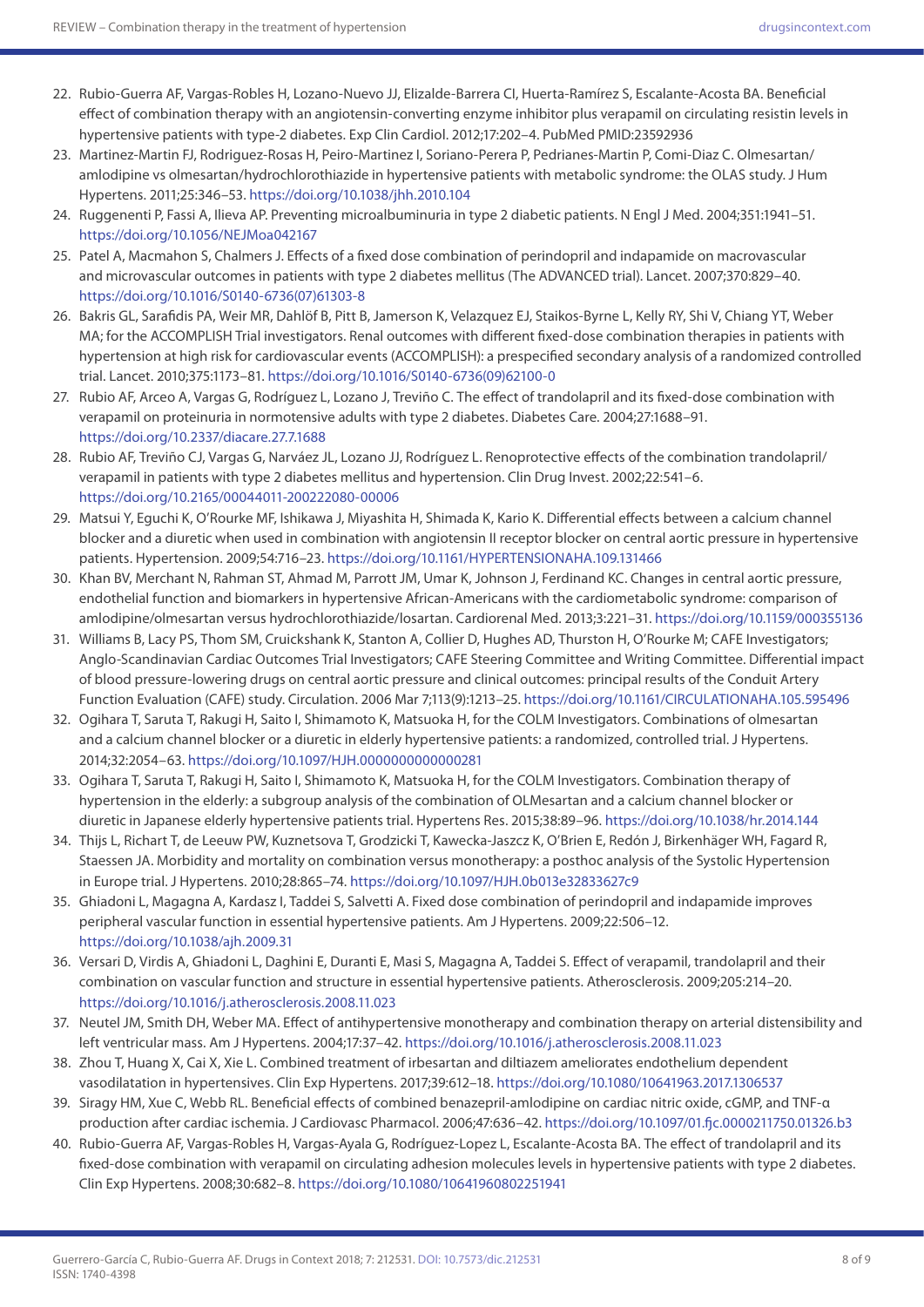22. Rubio-Guerra AF, Vargas-Robles H, Lozano-Nuevo JJ, Elizalde-Barrera CI, Huerta-Ramírez S, Escalante-Acosta BA. Beneficial effect of combination therapy with an angiotensin-converting enzyme inhibitor plus verapamil on circulating resistin levels in hypertensive patients with type-2 diabetes. Exp Clin Cardiol. 2012;17:202–4. PubMed PMID:23592936
23. Martinez-Martin FJ, Rodriguez-Rosas H, Peiro-Martinez I, Soriano-Perera P, Pedrianes-Martin P, Comi-Diaz C. Olmesartan/amlodipine vs olmesartan/hydrochlorothiazide in hypertensive patients with metabolic syndrome: the OLAS study. J Hum Hypertens. 2011;25:346–53. https://doi.org/10.1038/jhh.2010.104
24. Ruggenenti P, Fassi A, Ilieva AP. Preventing microalbuminuria in type 2 diabetic patients. N Engl J Med. 2004;351:1941–51. https://doi.org/10.1056/NEJMoa042167
25. Patel A, Macmahon S, Chalmers J. Effects of a fixed dose combination of perindopril and indapamide on macrovascular and microvascular outcomes in patients with type 2 diabetes mellitus (The ADVANCED trial). Lancet. 2007;370:829–40. https://doi.org/10.1016/S0140-6736(07)61303-8
26. Bakris GL, Sarafidis PA, Weir MR, Dahlöf B, Pitt B, Jamerson K, Velazquez EJ, Staikos-Byrne L, Kelly RY, Shi V, Chiang YT, Weber MA; for the ACCOMPLISH Trial investigators. Renal outcomes with different fixed-dose combination therapies in patients with hypertension at high risk for cardiovascular events (ACCOMPLISH): a prespecified secondary analysis of a randomized controlled trial. Lancet. 2010;375:1173–81. https://doi.org/10.1016/S0140-6736(09)62100-0
27. Rubio AF, Arceo A, Vargas G, Rodríguez L, Lozano J, Treviño C. The effect of trandolapril and its fixed-dose combination with verapamil on proteinuria in normotensive adults with type 2 diabetes. Diabetes Care. 2004;27:1688–91. https://doi.org/10.2337/diacare.27.7.1688
28. Rubio AF, Treviño CJ, Vargas G, Narváez JL, Lozano JJ, Rodríguez L. Renoprotective effects of the combination trandolapril/verapamil in patients with type 2 diabetes mellitus and hypertension. Clin Drug Invest. 2002;22:541–6. https://doi.org/10.2165/00044011-200222080-00006
29. Matsui Y, Eguchi K, O'Rourke MF, Ishikawa J, Miyashita H, Shimada K, Kario K. Differential effects between a calcium channel blocker and a diuretic when used in combination with angiotensin II receptor blocker on central aortic pressure in hypertensive patients. Hypertension. 2009;54:716–23. https://doi.org/10.1161/HYPERTENSIONAHA.109.131466
30. Khan BV, Merchant N, Rahman ST, Ahmad M, Parrott JM, Umar K, Johnson J, Ferdinand KC. Changes in central aortic pressure, endothelial function and biomarkers in hypertensive African-Americans with the cardiometabolic syndrome: comparison of amlodipine/olmesartan versus hydrochlorothiazide/losartan. Cardiorenal Med. 2013;3:221–31. https://doi.org/10.1159/000355136
31. Williams B, Lacy PS, Thom SM, Cruickshank K, Stanton A, Collier D, Hughes AD, Thurston H, O'Rourke M; CAFE Investigators; Anglo-Scandinavian Cardiac Outcomes Trial Investigators; CAFE Steering Committee and Writing Committee. Differential impact of blood pressure-lowering drugs on central aortic pressure and clinical outcomes: principal results of the Conduit Artery Function Evaluation (CAFE) study. Circulation. 2006 Mar 7;113(9):1213–25. https://doi.org/10.1161/CIRCULATIONAHA.105.595496
32. Ogihara T, Saruta T, Rakugi H, Saito I, Shimamoto K, Matsuoka H, for the COLM Investigators. Combinations of olmesartan and a calcium channel blocker or a diuretic in elderly hypertensive patients: a randomized, controlled trial. J Hypertens. 2014;32:2054–63. https://doi.org/10.1097/HJH.0000000000000281
33. Ogihara T, Saruta T, Rakugi H, Saito I, Shimamoto K, Matsuoka H, for the COLM Investigators. Combination therapy of hypertension in the elderly: a subgroup analysis of the combination of OLMesartan and a calcium channel blocker or diuretic in Japanese elderly hypertensive patients trial. Hypertens Res. 2015;38:89–96. https://doi.org/10.1038/hr.2014.144
34. Thijs L, Richart T, de Leeuw PW, Kuznetsova T, Grodzicki T, Kawecka-Jaszcz K, O'Brien E, Redón J, Birkenhäger WH, Fagard R, Staessen JA. Morbidity and mortality on combination versus monotherapy: a posthoc analysis of the Systolic Hypertension in Europe trial. J Hypertens. 2010;28:865–74. https://doi.org/10.1097/HJH.0b013e32833627c9
35. Ghiadoni L, Magagna A, Kardasz I, Taddei S, Salvetti A. Fixed dose combination of perindopril and indapamide improves peripheral vascular function in essential hypertensive patients. Am J Hypertens. 2009;22:506–12. https://doi.org/10.1038/ajh.2009.31
36. Versari D, Virdis A, Ghiadoni L, Daghini E, Duranti E, Masi S, Magagna A, Taddei S. Effect of verapamil, trandolapril and their combination on vascular function and structure in essential hypertensive patients. Atherosclerosis. 2009;205:214–20. https://doi.org/10.1016/j.atherosclerosis.2008.11.023
37. Neutel JM, Smith DH, Weber MA. Effect of antihypertensive monotherapy and combination therapy on arterial distensibility and left ventricular mass. Am J Hypertens. 2004;17:37–42. https://doi.org/10.1016/j.atherosclerosis.2008.11.023
38. Zhou T, Huang X, Cai X, Xie L. Combined treatment of irbesartan and diltiazem ameliorates endothelium dependent vasodilatation in hypertensives. Clin Exp Hypertens. 2017;39:612–18. https://doi.org/10.1080/10641963.2017.1306537
39. Siragy HM, Xue C, Webb RL. Beneficial effects of combined benazepril-amlodipine on cardiac nitric oxide, cGMP, and TNF-α production after cardiac ischemia. J Cardiovasc Pharmacol. 2006;47:636–42. https://doi.org/10.1097/01.fjc.0000211750.01326.b3
40. Rubio-Guerra AF, Vargas-Robles H, Vargas-Ayala G, Rodríguez-Lopez L, Escalante-Acosta BA. The effect of trandolapril and its fixed-dose combination with verapamil on circulating adhesion molecules levels in hypertensive patients with type 2 diabetes. Clin Exp Hypertens. 2008;30:682–8. https://doi.org/10.1080/10641960802251941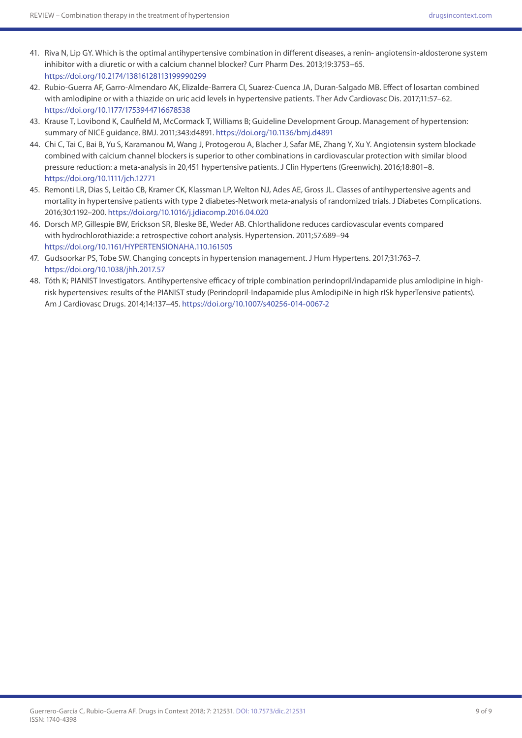41. Riva N, Lip GY. Which is the optimal antihypertensive combination in different diseases, a renin- angiotensin-aldosterone system inhibitor with a diuretic or with a calcium channel blocker? Curr Pharm Des. 2013;19:3753–65. https://doi.org/10.2174/13816128113199990299
42. Rubio-Guerra AF, Garro-Almendaro AK, Elizalde-Barrera CI, Suarez-Cuenca JA, Duran-Salgado MB. Effect of losartan combined with amlodipine or with a thiazide on uric acid levels in hypertensive patients. Ther Adv Cardiovasc Dis. 2017;11:57–62. https://doi.org/10.1177/1753944716678538
43. Krause T, Lovibond K, Caulfield M, McCormack T, Williams B; Guideline Development Group. Management of hypertension: summary of NICE guidance. BMJ. 2011;343:d4891. https://doi.org/10.1136/bmj.d4891
44. Chi C, Tai C, Bai B, Yu S, Karamanou M, Wang J, Protogerou A, Blacher J, Safar ME, Zhang Y, Xu Y. Angiotensin system blockade combined with calcium channel blockers is superior to other combinations in cardiovascular protection with similar blood pressure reduction: a meta-analysis in 20,451 hypertensive patients. J Clin Hypertens (Greenwich). 2016;18:801–8. https://doi.org/10.1111/jch.12771
45. Remonti LR, Dias S, Leitão CB, Kramer CK, Klassman LP, Welton NJ, Ades AE, Gross JL. Classes of antihypertensive agents and mortality in hypertensive patients with type 2 diabetes-Network meta-analysis of randomized trials. J Diabetes Complications. 2016;30:1192–200. https://doi.org/10.1016/j.jdiacomp.2016.04.020
46. Dorsch MP, Gillespie BW, Erickson SR, Bleske BE, Weder AB. Chlorthalidone reduces cardiovascular events compared with hydrochlorothiazide: a retrospective cohort analysis. Hypertension. 2011;57:689–94 https://doi.org/10.1161/HYPERTENSIONAHA.110.161505
47. Gudsoorkar PS, Tobe SW. Changing concepts in hypertension management. J Hum Hypertens. 2017;31:763–7. https://doi.org/10.1038/jhh.2017.57
48. Tóth K; PIANIST Investigators. Antihypertensive efficacy of triple combination perindopril/indapamide plus amlodipine in high-risk hypertensives: results of the PIANIST study (Perindopril-Indapamide plus AmlodipiNe in high rISk hyperTensive patients). Am J Cardiovasc Drugs. 2014;14:137–45. https://doi.org/10.1007/s40256-014-0067-2